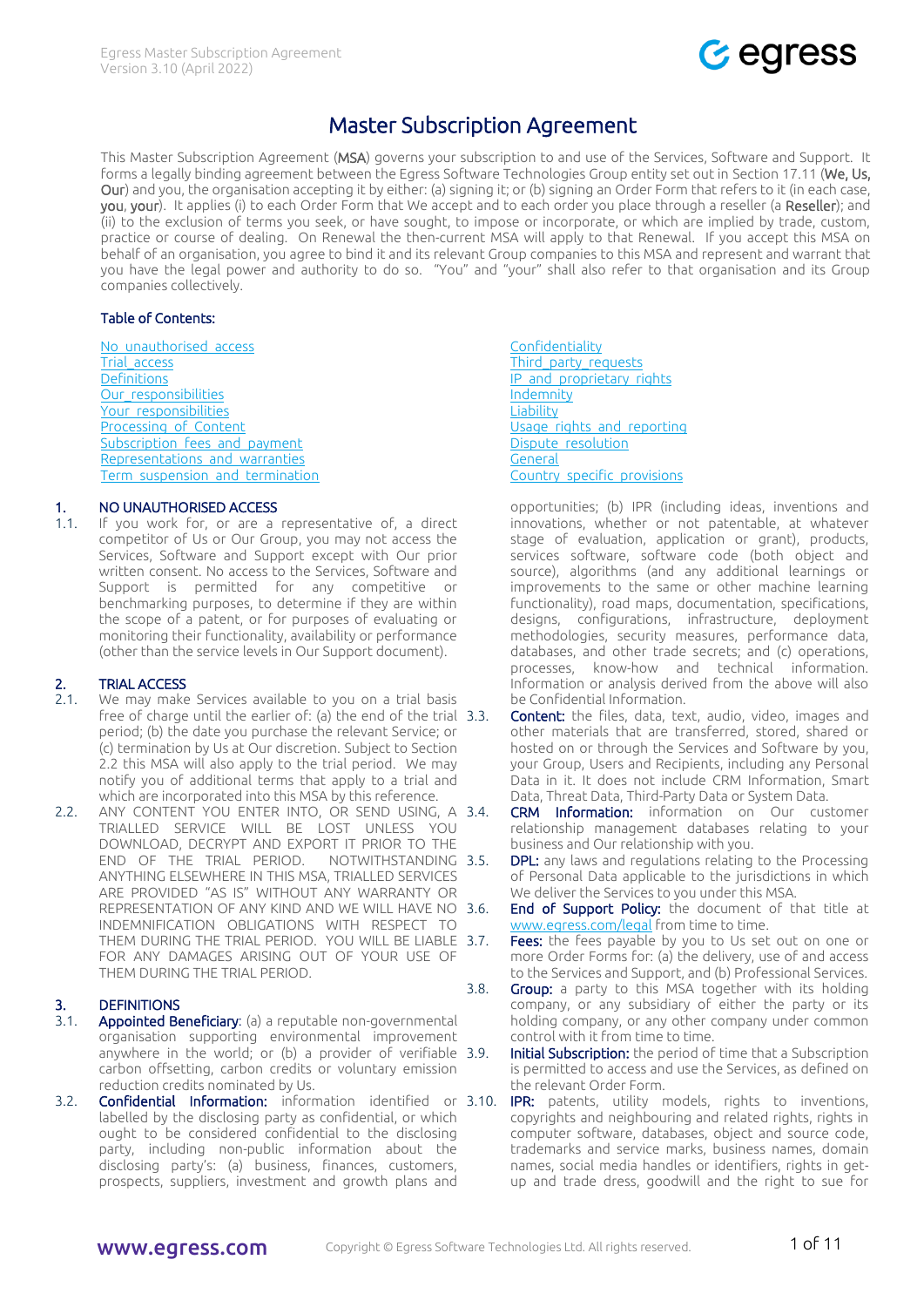# Master Subscription Agreement

This Master Subscription Agreement (**MSA**) governs your subscription to and use of the Services, Software and Support. It forms a legally binding agreement between the Egress Software Technologies Group entity set out in Section 17.11 (**We, Us, Our**) and you, the organisation accepting it by either: (a) signing it; or (b) signing an Order Form that refers to it (in each case, **you**, **your**). It applies (i) to each Order Form that We accept and to each order you place through a reseller (a **Reseller**); and (ii) to the exclusion of terms you seek, or have sought, to impose or incorporate, or which are implied by trade, custom, practice or course of dealing. On Renewal the then-current MSA will apply to that Renewal. If you accept this MSA on behalf of an organisation, you agree to bind it and its relevant Group companies to this MSA and represent and warrant that you have the legal power and authority to do so. "You" and "your" shall also refer to that organisation and its Group companies collectively.

### Table of Contents:

- No unauthorised access
- Trial access
- Definitions
- Our responsibilities
- Your responsibilities
- Processing of Content
- Subscription fees and payment
- Representations and warranties
- Term suspension and termination
- Confidentiality
- Third party requests
- IP and proprietary rights
- Indemnity
- Liability
- Usage rights and reporting
- Dispute resolution
- General
- Country specific provisions

## 1. NO UNAUTHORISED ACCESS

1.1. If you work for, or are a representative of, a direct competitor of Us or Our Group, you may not access the Services, Software and Support except with Our prior written consent. No access to the Services, Software and Support is permitted for any competitive or benchmarking purposes, to determine if they are within the scope of a patent, or for purposes of evaluating or monitoring their functionality, availability or performance (other than the service levels in Our Support document).

## 2. TRIAL ACCESS

2.1. We may make Services available to you on a trial basis free of charge until the earlier of: (a) the end of the trial period; (b) the date you purchase the relevant Service; or (c) termination by Us at Our discretion. Subject to Section 2.2 this MSA will also apply to the trial period. We may notify you of additional terms that apply to a trial and which are incorporated into this MSA by this reference.

2.2. ANY CONTENT YOU ENTER INTO, OR SEND USING, A TRIALLED SERVICE WILL BE LOST UNLESS YOU DOWNLOAD, DECRYPT AND EXPORT IT PRIOR TO THE END OF THE TRIAL PERIOD. NOTWITHSTANDING ANYTHING ELSEWHERE IN THIS MSA, TRIALLED SERVICES ARE PROVIDED "AS IS" WITHOUT ANY WARRANTY OR REPRESENTATION OF ANY KIND AND WE WILL HAVE NO INDEMNIFICATION OBLIGATIONS WITH RESPECT TO THEM DURING THE TRIAL PERIOD. YOU WILL BE LIABLE FOR ANY DAMAGES ARISING OUT OF YOUR USE OF THEM DURING THE TRIAL PERIOD.

## 3. DEFINITIONS

3.1. **Appointed Beneficiary**: (a) a reputable non-governmental organisation supporting environmental improvement anywhere in the world; or (b) a provider of verifiable carbon offsetting, carbon credits or voluntary emission reduction credits nominated by Us.

3.2. **Confidential Information:** information identified or labelled by the disclosing party as confidential, or which ought to be considered confidential to the disclosing party, including non-public information about the disclosing party's: (a) business, finances, customers, prospects, suppliers, investment and growth plans and opportunities; (b) IPR (including ideas, inventions and innovations, whether or not patentable, at whatever stage of evaluation, application or grant), products, services software, software code (both object and source), algorithms (and any additional learnings or improvements to the same or other machine learning functionality), road maps, documentation, specifications, designs, configurations, infrastructure, deployment methodologies, security measures, performance data, databases, and other trade secrets; and (c) operations, processes, know-how and technical information. Information or analysis derived from the above will also be Confidential Information.

3.3. **Content:** the files, data, text, audio, video, images and other materials that are transferred, stored, shared or hosted on or through the Services and Software by you, your Group, Users and Recipients, including any Personal Data in it. It does not include CRM Information, Smart Data, Threat Data, Third-Party Data or System Data.

3.4. **CRM Information:** information on Our customer relationship management databases relating to your business and Our relationship with you.

3.5. **DPL:** any laws and regulations relating to the Processing of Personal Data applicable to the jurisdictions in which We deliver the Services to you under this MSA.

3.6. **End of Support Policy:** the document of that title at www.egress.com/legal from time to time.

3.7. **Fees:** the fees payable by you to Us set out on one or more Order Forms for: (a) the delivery, use of and access to the Services and Support, and (b) Professional Services.

3.8. **Group:** a party to this MSA together with its holding company, or any subsidiary of either the party or its holding company, or any other company under common control with it from time to time.

3.9. **Initial Subscription:** the period of time that a Subscription is permitted to access and use the Services, as defined on the relevant Order Form.

3.10. **IPR:** patents, utility models, rights to inventions, copyrights and neighbouring and related rights, rights in computer software, databases, object and source code, trademarks and service marks, business names, domain names, social media handles or identifiers, rights in get-up and trade dress, goodwill and the right to sue for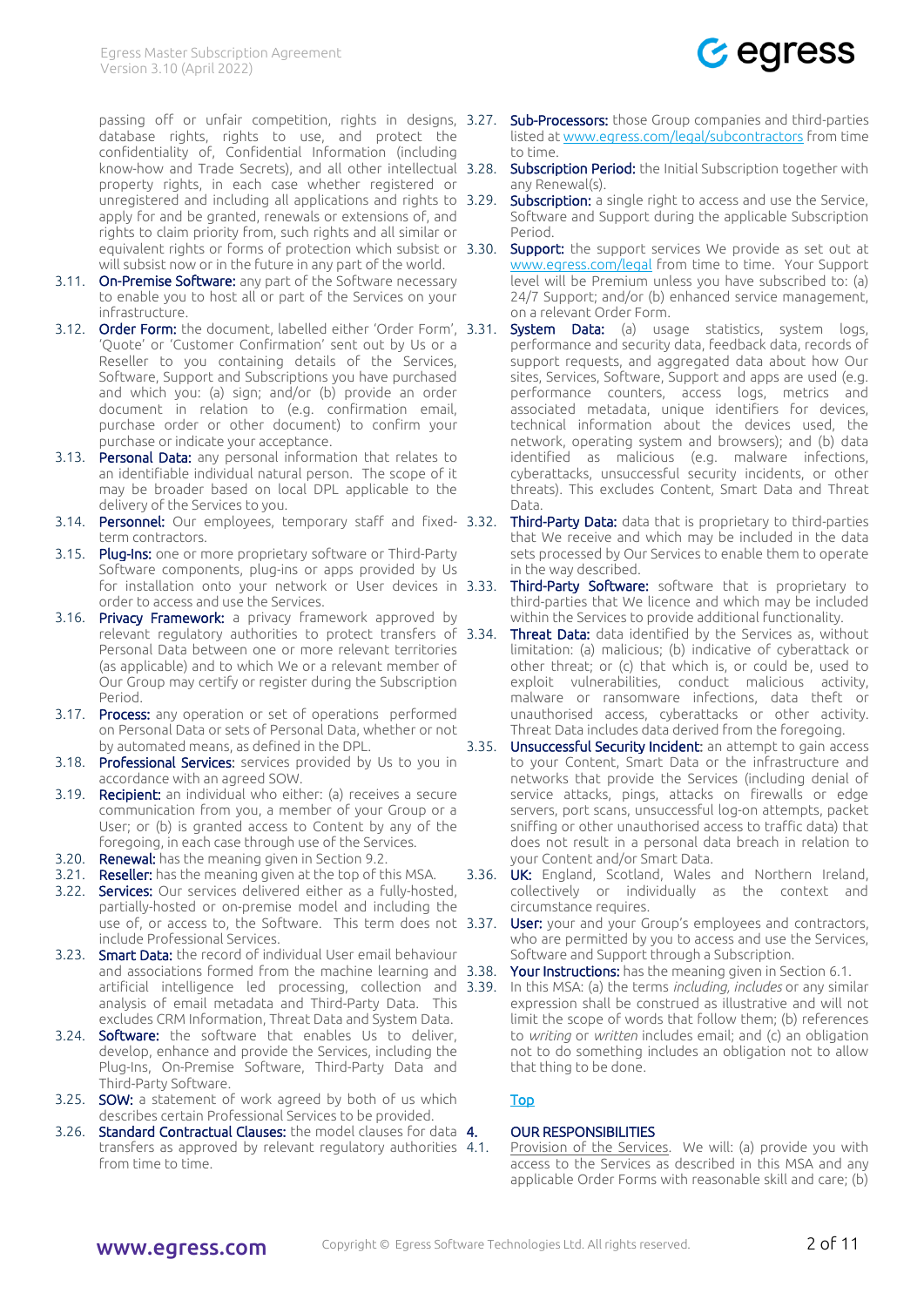passing off or unfair competition, rights in designs, database rights, rights to use, and protect the confidentiality of, Confidential Information (including know-how and Trade Secrets), and all other intellectual property rights, in each case whether registered or unregistered and including all applications and rights to apply for and be granted, renewals or extensions of, and rights to claim priority from, such rights and all similar or equivalent rights or forms of protection which subsist or will subsist now or in the future in any part of the world.

3.11. **On-Premise Software:** any part of the Software necessary to enable you to host all or part of the Services on your infrastructure.

3.12. **Order Form:** the document, labelled either 'Order Form', 'Quote' or 'Customer Confirmation' sent out by Us or a Reseller to you containing details of the Services, Software, Support and Subscriptions you have purchased and which you: (a) sign; and/or (b) provide an order document in relation to (e.g. confirmation email, purchase order or other document) to confirm your purchase or indicate your acceptance.

3.13. **Personal Data:** any personal information that relates to an identifiable individual natural person. The scope of it may be broader based on local DPL applicable to the delivery of the Services to you.

3.14. **Personnel:** Our employees, temporary staff and fixed-term contractors.

3.15. **Plug-Ins:** one or more proprietary software or Third-Party Software components, plug-ins or apps provided by Us for installation onto your network or User devices in order to access and use the Services.

3.16. **Privacy Framework:** a privacy framework approved by relevant regulatory authorities to protect transfers of Personal Data between one or more relevant territories (as applicable) and to which We or a relevant member of Our Group may certify or register during the Subscription Period.

3.17. **Process:** any operation or set of operations performed on Personal Data or sets of Personal Data, whether or not by automated means, as defined in the DPL.

3.18. **Professional Services:** services provided by Us to you in accordance with an agreed SOW.

3.19. **Recipient:** an individual who either: (a) receives a secure communication from you, a member of your Group or a User; or (b) is granted access to Content by any of the foregoing, in each case through use of the Services.

3.20. **Renewal:** has the meaning given in Section 9.2.

3.21. **Reseller:** has the meaning given at the top of this MSA.

3.22. **Services:** Our services delivered either as a fully-hosted, partially-hosted or on-premise model and including the use of, or access to, the Software. This term does not include Professional Services.

3.23. **Smart Data:** the record of individual User email behaviour and associations formed from the machine learning and artificial intelligence led processing, collection and analysis of email metadata and Third-Party Data. This excludes CRM Information, Threat Data and System Data.

3.24. **Software:** the software that enables Us to deliver, develop, enhance and provide the Services, including the Plug-Ins, On-Premise Software, Third-Party Data and Third-Party Software.

3.25. **SOW:** a statement of work agreed by both of us which describes certain Professional Services to be provided.

3.26. **Standard Contractual Clauses:** the model clauses for data transfers as approved by relevant regulatory authorities from time to time.

3.27. **Sub-Processors:** those Group companies and third-parties listed at [www.egress.com/legal/subcontractors](www.egress.com/legal/subcontractors) from time to time.

3.28. **Subscription Period:** the Initial Subscription together with any Renewal(s).

3.29. **Subscription:** a single right to access and use the Service, Software and Support during the applicable Subscription Period.

3.30. **Support:** the support services We provide as set out at [www.egress.com/legal](www.egress.com/legal) from time to time. Your Support level will be Premium unless you have subscribed to: (a) 24/7 Support; and/or (b) enhanced service management, on a relevant Order Form.

3.31. **System Data:** (a) usage statistics, system logs, performance and security data, feedback data, records of support requests, and aggregated data about how Our sites, Services, Software, Support and apps are used (e.g. performance counters, access logs, metrics and associated metadata, unique identifiers for devices, technical information about the devices used, the network, operating system and browsers); and (b) data identified as malicious (e.g. malware infections, cyberattacks, unsuccessful security incidents, or other threats). This excludes Content, Smart Data and Threat Data.

3.32. **Third-Party Data:** data that is proprietary to third-parties that We receive and which may be included in the data sets processed by Our Services to enable them to operate in the way described.

3.33. **Third-Party Software:** software that is proprietary to third-parties that We licence and which may be included within the Services to provide additional functionality.

3.34. **Threat Data:** data identified by the Services as, without limitation: (a) malicious; (b) indicative of cyberattack or other threat; or (c) that which is, or could be, used to exploit vulnerabilities, conduct malicious activity, malware or ransomware infections, data theft or unauthorised access, cyberattacks or other activity. Threat Data includes data derived from the foregoing.

3.35. **Unsuccessful Security Incident:** an attempt to gain access to your Content, Smart Data or the infrastructure and networks that provide the Services (including denial of service attacks, pings, attacks on firewalls or edge servers, port scans, unsuccessful log-on attempts, packet sniffing or other unauthorised access to traffic data) that does not result in a personal data breach in relation to your Content and/or Smart Data.

3.36. **UK:** England, Scotland, Wales and Northern Ireland, collectively or individually as the context and circumstance requires.

3.37. **User:** your and your Group's employees and contractors, who are permitted by you to access and use the Services, Software and Support through a Subscription.

3.38. **Your Instructions:** has the meaning given in Section 6.1.

3.39. In this MSA: (a) the terms *including, includes* or any similar expression shall be construed as illustrative and will not limit the scope of words that follow them; (b) references to *writing* or *written* includes email; and (c) an obligation not to do something includes an obligation not to allow that thing to be done.

Top

## 4. OUR RESPONSIBILITIES

4.1. Provision of the Services. We will: (a) provide you with access to the Services as described in this MSA and any applicable Order Forms with reasonable skill and care; (b)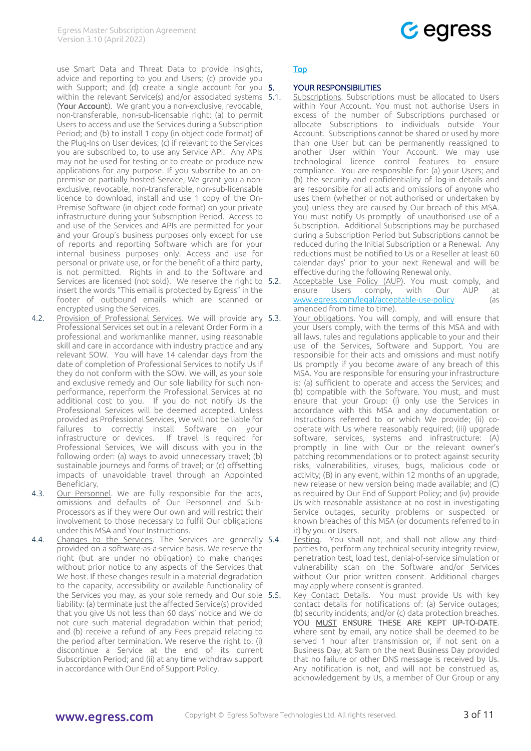use Smart Data and Threat Data to provide insights, advice and reporting to you and Users; (c) provide you with Support; and (d) create a single account for you within the relevant Service(s) and/or associated systems (**Your Account**). We grant you a non-exclusive, revocable, non-transferable, non-sub-licensable right: (a) to permit Users to access and use the Services during a Subscription Period; and (b) to install 1 copy (in object code format) of the Plug-Ins on User devices; (c) if relevant to the Services you are subscribed to, to use any Service API. Any APIs may not be used for testing or to create or produce new applications for any purpose. If you subscribe to an on-premise or partially hosted Service, We grant you a non-exclusive, revocable, non-transferable, non-sub-licensable licence to download, install and use 1 copy of the On-Premise Software (in object code format) on your private infrastructure during your Subscription Period. Access to and use of the Services and APIs are permitted for your and your Group's business purposes only except for use of reports and reporting Software which are for your internal business purposes only. Access and use for personal or private use, or for the benefit of a third party, is not permitted. Rights in and to the Software and Services are licensed (not sold). We reserve the right to insert the words "This email is protected by Egress" in the footer of outbound emails which are scanned or encrypted using the Services.

4.2. Provision of Professional Services. We will provide any Professional Services set out in a relevant Order Form in a professional and workmanlike manner, using reasonable skill and care in accordance with industry practice and any relevant SOW. You will have 14 calendar days from the date of completion of Professional Services to notify Us if they do not conform with the SOW. We will, as your sole and exclusive remedy and Our sole liability for such non-performance, reperform the Professional Services at no additional cost to you. If you do not notify Us the Professional Services will be deemed accepted. Unless provided as Professional Services, We will not be liable for failures to correctly install Software on your infrastructure or devices. If travel is required for Professional Services, We will discuss with you in the following order: (a) ways to avoid unnecessary travel; (b) sustainable journeys and forms of travel; or (c) offsetting impacts of unavoidable travel through an Appointed Beneficiary.

4.3. Our Personnel. We are fully responsible for the acts, omissions and defaults of Our Personnel and Sub-Processors as if they were Our own and will restrict their involvement to those necessary to fulfil Our obligations under this MSA and Your Instructions.

4.4. Changes to the Services. The Services are generally provided on a software-as-a-service basis. We reserve the right (but are under no obligation) to make changes without prior notice to any aspects of the Services that We host. If these changes result in a material degradation to the capacity, accessibility or available functionality of the Services you may, as your sole remedy and Our sole liability: (a) terminate just the affected Service(s) provided that you give Us not less than 60 days' notice and We do not cure such material degradation within that period; and (b) receive a refund of any Fees prepaid relating to the period after termination. We reserve the right to: (i) discontinue a Service at the end of its current Subscription Period; and (ii) at any time withdraw support in accordance with Our End of Support Policy.

Top

## 5. YOUR RESPONSIBILITIES

5.1. Subscriptions. Subscriptions must be allocated to Users within Your Account. You must not authorise Users in excess of the number of Subscriptions purchased or allocate Subscriptions to individuals outside Your Account. Subscriptions cannot be shared or used by more than one User but can be permanently reassigned to another User within Your Account. We may use technological licence control features to ensure compliance. You are responsible for: (a) your Users; and (b) the security and confidentiality of log-in details and are responsible for all acts and omissions of anyone who uses them (whether or not authorised or undertaken by you) unless they are caused by Our breach of this MSA. You must notify Us promptly of unauthorised use of a Subscription. Additional Subscriptions may be purchased during a Subscription Period but Subscriptions cannot be reduced during the Initial Subscription or a Renewal. Any reductions must be notified to Us or a Reseller at least 60 calendar days' prior to your next Renewal and will be effective during the following Renewal only.

5.2. Acceptable Use Policy (AUP). You must comply, and ensure Users comply, with Our AUP at www.egress.com/legal/acceptable-use-policy (as amended from time to time).

5.3. Your obligations. You will comply, and will ensure that your Users comply, with the terms of this MSA and with all laws, rules and regulations applicable to your and their use of the Services, Software and Support. You are responsible for their acts and omissions and must notify Us promptly if you become aware of any breach of this MSA. You are responsible for ensuring your infrastructure is: (a) sufficient to operate and access the Services; and (b) compatible with the Software. You must, and must ensure that your Group: (i) only use the Services in accordance with this MSA and any documentation or instructions referred to or which We provide; (ii) co-operate with Us where reasonably required; (iii) upgrade software, services, systems and infrastructure: (A) promptly in line with Our or the relevant owner's patching recommendations or to protect against security risks, vulnerabilities, viruses, bugs, malicious code or activity; (B) in any event, within 12 months of an upgrade, new release or new version being made available; and (C) as required by Our End of Support Policy; and (iv) provide Us with reasonable assistance at no cost in investigating Service outages, security problems or suspected or known breaches of this MSA (or documents referred to in it) by you or Users.

5.4. Testing. You shall not, and shall not allow any third-parties to, perform any technical security integrity review, penetration test, load test, denial-of-service simulation or vulnerability scan on the Software and/or Services without Our prior written consent. Additional charges may apply where consent is granted.

5.5. Key Contact Details. You must provide Us with key contact details for notifications of: (a) Service outages; (b) security incidents; and/or (c) data protection breaches. YOU MUST ENSURE THESE ARE KEPT UP-TO-DATE. Where sent by email, any notice shall be deemed to be served 1 hour after transmission or, if not sent on a Business Day, at 9am on the next Business Day provided that no failure or other DNS message is received by Us. Any notification is not, and will not be construed as, acknowledgement by Us, a member of Our Group or any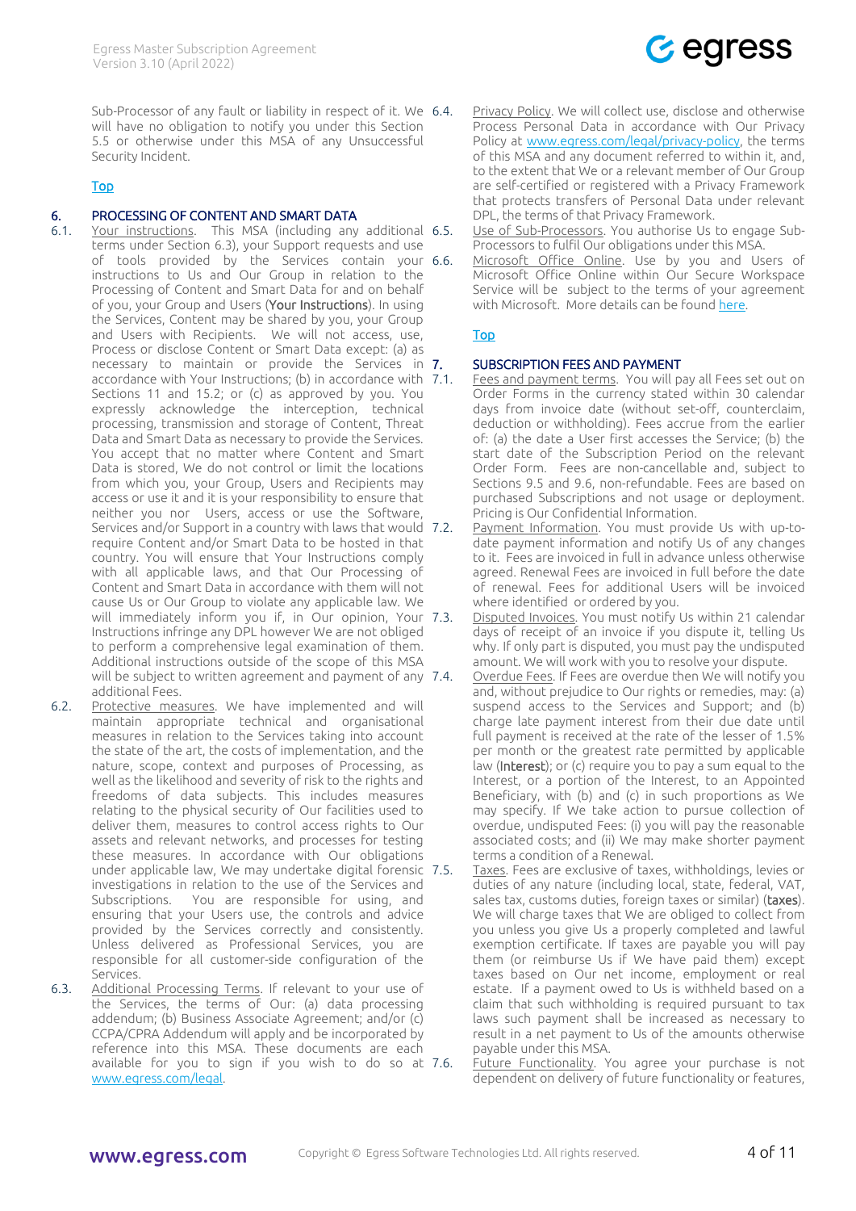Sub-Processor of any fault or liability in respect of it. We will have no obligation to notify you under this Section 5.5 or otherwise under this MSA of any Unsuccessful Security Incident.

Top

## 6. PROCESSING OF CONTENT AND SMART DATA

6.1. Your instructions. This MSA (including any additional terms under Section 6.3), your Support requests and use of tools provided by the Services contain your instructions to Us and Our Group in relation to the Processing of Content and Smart Data for and on behalf of you, your Group and Users (**Your Instructions**). In using the Services, Content may be shared by you, your Group and Users with Recipients. We will not access, use, Process or disclose Content or Smart Data except: (a) as necessary to maintain or provide the Services in accordance with Your Instructions; (b) in accordance with Sections 11 and 15.2; or (c) as approved by you. You expressly acknowledge the interception, technical processing, transmission and storage of Content, Threat Data and Smart Data as necessary to provide the Services. You accept that no matter where Content and Smart Data is stored, We do not control or limit the locations from which you, your Group, Users and Recipients may access or use it and it is your responsibility to ensure that neither you nor Users, access or use the Software, Services and/or Support in a country with laws that would require Content and/or Smart Data to be hosted in that country. You will ensure that Your Instructions comply with all applicable laws, and that Our Processing of Content and Smart Data in accordance with them will not cause Us or Our Group to violate any applicable law. We will immediately inform you if, in Our opinion, Your Instructions infringe any DPL however We are not obliged to perform a comprehensive legal examination of them. Additional instructions outside of the scope of this MSA will be subject to written agreement and payment of any additional Fees.

6.2. Protective measures. We have implemented and will maintain appropriate technical and organisational measures in relation to the Services taking into account the state of the art, the costs of implementation, and the nature, scope, context and purposes of Processing, as well as the likelihood and severity of risk to the rights and freedoms of data subjects. This includes measures relating to the physical security of Our facilities used to deliver them, measures to control access rights to Our assets and relevant networks, and processes for testing these measures. In accordance with Our obligations under applicable law, We may undertake digital forensic investigations in relation to the use of the Services and Subscriptions. You are responsible for using, and ensuring that your Users use, the controls and advice provided by the Services correctly and consistently. Unless delivered as Professional Services, you are responsible for all customer-side configuration of the Services.

6.3. Additional Processing Terms. If relevant to your use of the Services, the terms of Our: (a) data processing addendum; (b) Business Associate Agreement; and/or (c) CCPA/CPRA Addendum will apply and be incorporated by reference into this MSA. These documents are each available for you to sign if you wish to do so at www.egress.com/legal.

6.4. Privacy Policy. We will collect use, disclose and otherwise Process Personal Data in accordance with Our Privacy Policy at www.egress.com/legal/privacy-policy, the terms of this MSA and any document referred to within it, and, to the extent that We or a relevant member of Our Group are self-certified or registered with a Privacy Framework that protects transfers of Personal Data under relevant DPL, the terms of that Privacy Framework.

6.5. Use of Sub-Processors. You authorise Us to engage Sub-Processors to fulfil Our obligations under this MSA.

6.6. Microsoft Office Online. Use by you and Users of Microsoft Office Online within Our Secure Workspace Service will be subject to the terms of your agreement with Microsoft. More details can be found here.

Top

## 7. SUBSCRIPTION FEES AND PAYMENT

7.1. Fees and payment terms. You will pay all Fees set out on Order Forms in the currency stated within 30 calendar days from invoice date (without set-off, counterclaim, deduction or withholding). Fees accrue from the earlier of: (a) the date a User first accesses the Service; (b) the start date of the Subscription Period on the relevant Order Form. Fees are non-cancellable and, subject to Sections 9.5 and 9.6, non-refundable. Fees are based on purchased Subscriptions and not usage or deployment. Pricing is Our Confidential Information.

7.2. Payment Information. You must provide Us with up-to-date payment information and notify Us of any changes to it. Fees are invoiced in full in advance unless otherwise agreed. Renewal Fees are invoiced in full before the date of renewal. Fees for additional Users will be invoiced where identified or ordered by you.

7.3. Disputed Invoices. You must notify Us within 21 calendar days of receipt of an invoice if you dispute it, telling Us why. If only part is disputed, you must pay the undisputed amount. We will work with you to resolve your dispute.

7.4. Overdue Fees. If Fees are overdue then We will notify you and, without prejudice to Our rights or remedies, may: (a) suspend access to the Services and Support; and (b) charge late payment interest from their due date until full payment is received at the rate of the lesser of 1.5% per month or the greatest rate permitted by applicable law (**Interest**); or (c) require you to pay a sum equal to the Interest, or a portion of the Interest, to an Appointed Beneficiary, with (b) and (c) in such proportions as We may specify. If We take action to pursue collection of overdue, undisputed Fees: (i) you will pay the reasonable associated costs; and (ii) We may make shorter payment terms a condition of a Renewal.

7.5. Taxes. Fees are exclusive of taxes, withholdings, levies or duties of any nature (including local, state, federal, VAT, sales tax, customs duties, foreign taxes or similar) (**taxes**). We will charge taxes that We are obliged to collect from you unless you give Us a properly completed and lawful exemption certificate. If taxes are payable you will pay them (or reimburse Us if We have paid them) except taxes based on Our net income, employment or real estate. If a payment owed to Us is withheld based on a claim that such withholding is required pursuant to tax laws such payment shall be increased as necessary to result in a net payment to Us of the amounts otherwise payable under this MSA.

7.6. Future Functionality. You agree your purchase is not dependent on delivery of future functionality or features,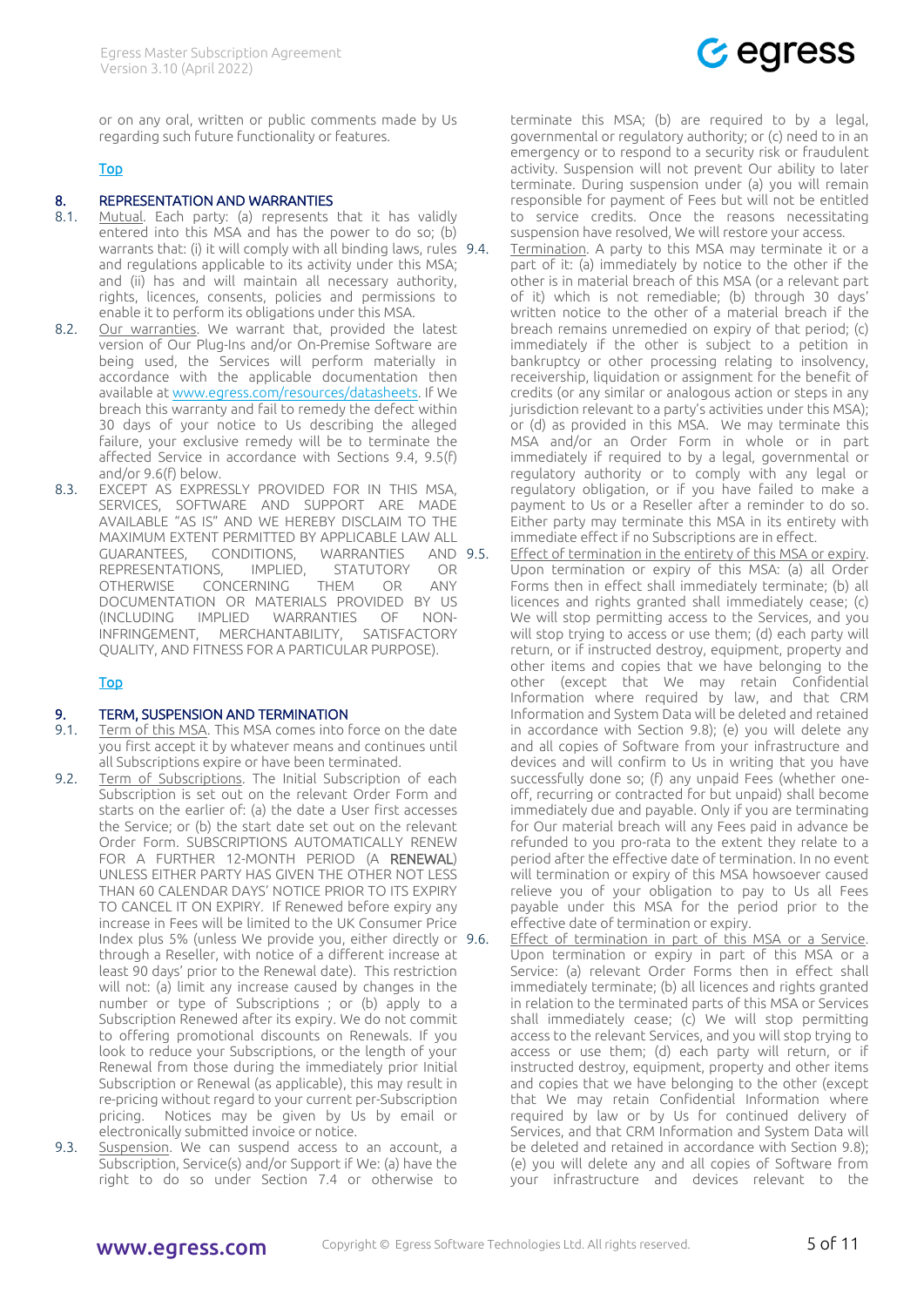or on any oral, written or public comments made by Us regarding such future functionality or features.

Top

## 8. REPRESENTATION AND WARRANTIES

8.1. Mutual. Each party: (a) represents that it has validly entered into this MSA and has the power to do so; (b) warrants that: (i) it will comply with all binding laws, rules and regulations applicable to its activity under this MSA; and (ii) has and will maintain all necessary authority, rights, licences, consents, policies and permissions to enable it to perform its obligations under this MSA.

8.2. Our warranties. We warrant that, provided the latest version of Our Plug-Ins and/or On-Premise Software are being used, the Services will perform materially in accordance with the applicable documentation then available at www.egress.com/resources/datasheets. If We breach this warranty and fail to remedy the defect within 30 days of your notice to Us describing the alleged failure, your exclusive remedy will be to terminate the affected Service in accordance with Sections 9.4, 9.5(f) and/or 9.6(f) below.

8.3. EXCEPT AS EXPRESSLY PROVIDED FOR IN THIS MSA, SERVICES, SOFTWARE AND SUPPORT ARE MADE AVAILABLE "AS IS" AND WE HEREBY DISCLAIM TO THE MAXIMUM EXTENT PERMITTED BY APPLICABLE LAW ALL GUARANTEES, CONDITIONS, WARRANTIES AND REPRESENTATIONS, IMPLIED, STATUTORY OR OTHERWISE CONCERNING THEM OR ANY DOCUMENTATION OR MATERIALS PROVIDED BY US (INCLUDING IMPLIED WARRANTIES OF NON-INFRINGEMENT, MERCHANTABILITY, SATISFACTORY QUALITY, AND FITNESS FOR A PARTICULAR PURPOSE).

Top

## 9. TERM, SUSPENSION AND TERMINATION

9.1. Term of this MSA. This MSA comes into force on the date you first accept it by whatever means and continues until all Subscriptions expire or have been terminated.

9.2. Term of Subscriptions. The Initial Subscription of each Subscription is set out on the relevant Order Form and starts on the earlier of: (a) the date a User first accesses the Service; or (b) the start date set out on the relevant Order Form. SUBSCRIPTIONS AUTOMATICALLY RENEW FOR A FURTHER 12-MONTH PERIOD (A **RENEWAL**) UNLESS EITHER PARTY HAS GIVEN THE OTHER NOT LESS THAN 60 CALENDAR DAYS' NOTICE PRIOR TO ITS EXPIRY TO CANCEL IT ON EXPIRY. If Renewed before expiry any increase in Fees will be limited to the UK Consumer Price Index plus 5% (unless We provide you, either directly or through a Reseller, with notice of a different increase at least 90 days' prior to the Renewal date). This restriction will not: (a) limit any increase caused by changes in the number or type of Subscriptions ; or (b) apply to a Subscription Renewed after its expiry. We do not commit to offering promotional discounts on Renewals. If you look to reduce your Subscriptions, or the length of your Renewal from those during the immediately prior Initial Subscription or Renewal (as applicable), this may result in re-pricing without regard to your current per-Subscription pricing. Notices may be given by Us by email or electronically submitted invoice or notice.

9.3. Suspension. We can suspend access to an account, a Subscription, Service(s) and/or Support if We: (a) have the right to do so under Section 7.4 or otherwise to terminate this MSA; (b) are required to by a legal, governmental or regulatory authority; or (c) need to in an emergency or to respond to a security risk or fraudulent activity. Suspension will not prevent Our ability to later terminate. During suspension under (a) you will remain responsible for payment of Fees but will not be entitled to service credits. Once the reasons necessitating suspension have resolved, We will restore your access.

9.4. Termination. A party to this MSA may terminate it or a part of it: (a) immediately by notice to the other if the other is in material breach of this MSA (or a relevant part of it) which is not remediable; (b) through 30 days' written notice to the other of a material breach if the breach remains unremedied on expiry of that period; (c) immediately if the other is subject to a petition in bankruptcy or other processing relating to insolvency, receivership, liquidation or assignment for the benefit of credits (or any similar or analogous action or steps in any jurisdiction relevant to a party's activities under this MSA); or (d) as provided in this MSA. We may terminate this MSA and/or an Order Form in whole or in part immediately if required to by a legal, governmental or regulatory authority or to comply with any legal or regulatory obligation, or if you have failed to make a payment to Us or a Reseller after a reminder to do so. Either party may terminate this MSA in its entirety with immediate effect if no Subscriptions are in effect.

9.5. Effect of termination in the entirety of this MSA or expiry. Upon termination or expiry of this MSA: (a) all Order Forms then in effect shall immediately terminate; (b) all licences and rights granted shall immediately cease; (c) We will stop permitting access to the Services, and you will stop trying to access or use them; (d) each party will return, or if instructed destroy, equipment, property and other items and copies that we have belonging to the other (except that We may retain Confidential Information where required by law, and that CRM Information and System Data will be deleted and retained in accordance with Section 9.8); (e) you will delete any and all copies of Software from your infrastructure and devices and will confirm to Us in writing that you have successfully done so; (f) any unpaid Fees (whether one-off, recurring or contracted for but unpaid) shall become immediately due and payable. Only if you are terminating for Our material breach will any Fees paid in advance be refunded to you pro-rata to the extent they relate to a period after the effective date of termination. In no event will termination or expiry of this MSA howsoever caused relieve you of your obligation to pay to Us all Fees payable under this MSA for the period prior to the effective date of termination or expiry.

9.6. Effect of termination in part of this MSA or a Service. Upon termination or expiry in part of this MSA or a Service: (a) relevant Order Forms then in effect shall immediately terminate; (b) all licences and rights granted in relation to the terminated parts of this MSA or Services shall immediately cease; (c) We will stop permitting access to the relevant Services, and you will stop trying to access or use them; (d) each party will return, or if instructed destroy, equipment, property and other items and copies that we have belonging to the other (except that We may retain Confidential Information where required by law or by Us for continued delivery of Services, and that CRM Information and System Data will be deleted and retained in accordance with Section 9.8); (e) you will delete any and all copies of Software from your infrastructure and devices relevant to the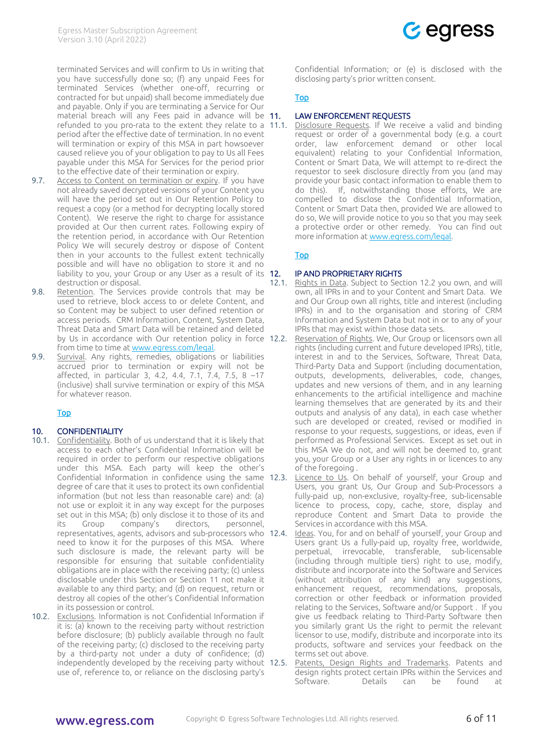terminated Services and will confirm to Us in writing that you have successfully done so; (f) any unpaid Fees for terminated Services (whether one-off, recurring or contracted for but unpaid) shall become immediately due and payable. Only if you are terminating a Service for Our material breach will any Fees paid in advance will be refunded to you pro-rata to the extent they relate to a period after the effective date of termination. In no event will termination or expiry of this MSA in part howsoever caused relieve you of your obligation to pay to Us all Fees payable under this MSA for Services for the period prior to the effective date of their termination or expiry.

9.7. Access to Content on termination or expiry. If you have not already saved decrypted versions of your Content you will have the period set out in Our Retention Policy to request a copy (or a method for decrypting locally stored Content). We reserve the right to charge for assistance provided at Our then current rates. Following expiry of the retention period, in accordance with Our Retention Policy We will securely destroy or dispose of Content then in your accounts to the fullest extent technically possible and will have no obligation to store it and no liability to you, your Group or any User as a result of its destruction or disposal.

9.8. Retention. The Services provide controls that may be used to retrieve, block access to or delete Content, and so Content may be subject to user defined retention or access periods. CRM Information, Content, System Data, Threat Data and Smart Data will be retained and deleted by Us in accordance with Our retention policy in force from time to time at www.egress.com/legal.

9.9. Survival. Any rights, remedies, obligations or liabilities accrued prior to termination or expiry will not be affected, in particular 3, 4.2, 4.4, 7.1, 7.4, 7.5, 8 –17 (inclusive) shall survive termination or expiry of this MSA for whatever reason.

Top

## 10. CONFIDENTIALITY

10.1. Confidentiality. Both of us understand that it is likely that access to each other's Confidential Information will be required in order to perform our respective obligations under this MSA. Each party will keep the other's Confidential Information in confidence using the same degree of care that it uses to protect its own confidential information (but not less than reasonable care) and: (a) not use or exploit it in any way except for the purposes set out in this MSA; (b) only disclose it to those of its and its Group company's directors, personnel, representatives, agents, advisors and sub-processors who need to know it for the purposes of this MSA. Where such disclosure is made, the relevant party will be responsible for ensuring that suitable confidentiality obligations are in place with the receiving party; (c) unless disclosable under this Section or Section 11 not make it available to any third party; and (d) on request, return or destroy all copies of the other's Confidential Information in its possession or control.

10.2. Exclusions. Information is not Confidential Information if it is: (a) known to the receiving party without restriction before disclosure; (b) publicly available through no fault of the receiving party; (c) disclosed to the receiving party by a third-party not under a duty of confidence; (d) independently developed by the receiving party without use of, reference to, or reliance on the disclosing party's Confidential Information; or (e) is disclosed with the disclosing party's prior written consent.

Top

## 11. LAW ENFORCEMENT REQUESTS

11.1. Disclosure Requests. If We receive a valid and binding request or order of a governmental body (e.g. a court order, law enforcement demand or other local equivalent) relating to your Confidential Information, Content or Smart Data, We will attempt to re-direct the requestor to seek disclosure directly from you (and may provide your basic contact information to enable them to do this). If, notwithstanding those efforts, We are compelled to disclose the Confidential Information, Content or Smart Data then, provided We are allowed to do so, We will provide notice to you so that you may seek a protective order or other remedy. You can find out more information at www.egress.com/legal.

Top

## 12. IP AND PROPRIETARY RIGHTS

12.1. Rights in Data. Subject to Section 12.2 you own, and will own, all IPRs in and to your Content and Smart Data. We and Our Group own all rights, title and interest (including IPRs) in and to the organisation and storing of CRM Information and System Data but not in or to any of your IPRs that may exist within those data sets.

12.2. Reservation of Rights. We, Our Group or licensors own all rights (including current and future developed IPRs), title, interest in and to the Services, Software, Threat Data, Third-Party Data and Support (including documentation, outputs, developments, deliverables, code, changes, updates and new versions of them, and in any learning enhancements to the artificial intelligence and machine learning themselves that are generated by its and their outputs and analysis of any data), in each case whether such are developed or created, revised or modified in response to your requests, suggestions, or ideas, even if performed as Professional Services. Except as set out in this MSA We do not, and will not be deemed to, grant you, your Group or a User any rights in or licences to any of the foregoing .

12.3. Licence to Us. On behalf of yourself, your Group and Users, you grant Us, Our Group and Sub-Processors a fully-paid up, non-exclusive, royalty-free, sub-licensable licence to process, copy, cache, store, display and reproduce Content and Smart Data to provide the Services in accordance with this MSA.

12.4. Ideas. You, for and on behalf of yourself, your Group and Users grant Us a fully-paid up, royalty free, worldwide, perpetual, irrevocable, transferable, sub-licensable (including through multiple tiers) right to use, modify, distribute and incorporate into the Software and Services (without attribution of any kind) any suggestions, enhancement request, recommendations, proposals, correction or other feedback or information provided relating to the Services, Software and/or Support . If you give us feedback relating to Third-Party Software then you similarly grant Us the right to permit the relevant licensor to use, modify, distribute and incorporate into its products, software and services your feedback on the terms set out above.

12.5. Patents, Design Rights and Trademarks. Patents and design rights protect certain IPRs within the Services and Software. Details can be found at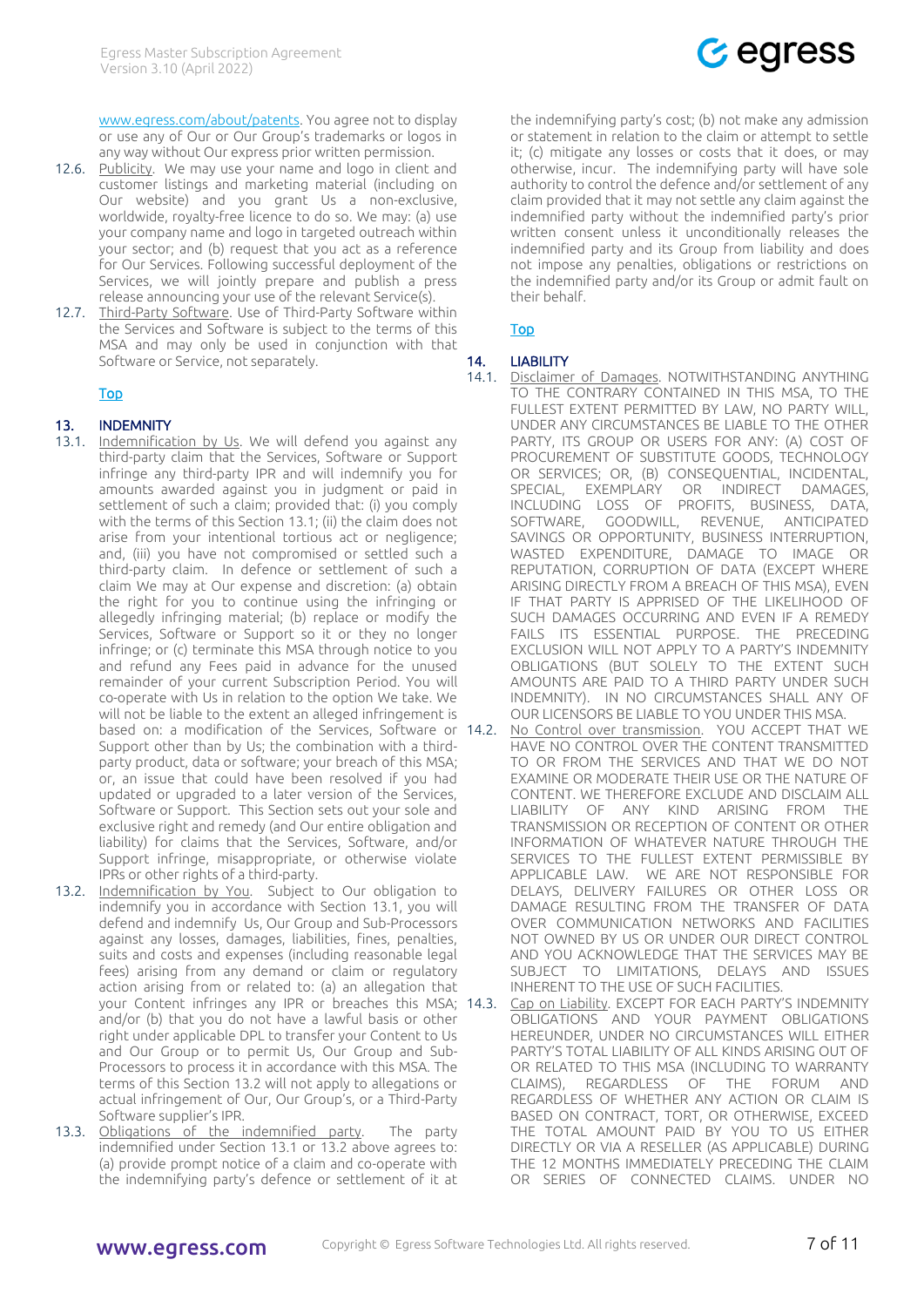www.egress.com/about/patents. You agree not to display or use any of Our or Our Group's trademarks or logos in any way without Our express prior written permission.

12.6. Publicity. We may use your name and logo in client and customer listings and marketing material (including on Our website) and you grant Us a non-exclusive, worldwide, royalty-free licence to do so. We may: (a) use your company name and logo in targeted outreach within your sector; and (b) request that you act as a reference for Our Services. Following successful deployment of the Services, we will jointly prepare and publish a press release announcing your use of the relevant Service(s).

12.7. Third-Party Software. Use of Third-Party Software within the Services and Software is subject to the terms of this MSA and may only be used in conjunction with that Software or Service, not separately.

Top

## 13. INDEMNITY

13.1. Indemnification by Us. We will defend you against any third-party claim that the Services, Software or Support infringe any third-party IPR and will indemnify you for amounts awarded against you in judgment or paid in settlement of such a claim; provided that: (i) you comply with the terms of this Section 13.1; (ii) the claim does not arise from your intentional tortious act or negligence; and, (iii) you have not compromised or settled such a third-party claim. In defence or settlement of such a claim We may at Our expense and discretion: (a) obtain the right for you to continue using the infringing or allegedly infringing material; (b) replace or modify the Services, Software or Support so it or they no longer infringe; or (c) terminate this MSA through notice to you and refund any Fees paid in advance for the unused remainder of your current Subscription Period. You will co-operate with Us in relation to the option We take. We will not be liable to the extent an alleged infringement is based on: a modification of the Services, Software or Support other than by Us; the combination with a third-party product, data or software; your breach of this MSA; or, an issue that could have been resolved if you had updated or upgraded to a later version of the Services, Software or Support. This Section sets out your sole and exclusive right and remedy (and Our entire obligation and liability) for claims that the Services, Software, and/or Support infringe, misappropriate, or otherwise violate IPRs or other rights of a third-party.

13.2. Indemnification by You. Subject to Our obligation to indemnify you in accordance with Section 13.1, you will defend and indemnify Us, Our Group and Sub-Processors against any losses, damages, liabilities, fines, penalties, suits and costs and expenses (including reasonable legal fees) arising from any demand or claim or regulatory action arising from or related to: (a) an allegation that your Content infringes any IPR or breaches this MSA; and/or (b) that you do not have a lawful basis or other right under applicable DPL to transfer your Content to Us and Our Group and Sub-Processors or to permit Us, Our Group and Sub-Processors to process it in accordance with this MSA. The terms of this Section 13.2 will not apply to allegations or actual infringement of Our, Our Group's, or a Third-Party Software supplier's IPR.

13.3. Obligations of the indemnified party. The party indemnified under Section 13.1 or 13.2 above agrees to: (a) provide prompt notice of a claim and co-operate with the indemnifying party's defence or settlement of it at the indemnifying party's cost; (b) not make any admission or statement in relation to the claim or attempt to settle it; (c) mitigate any losses or costs that it does, or may otherwise, incur. The indemnifying party will have sole authority to control the defence and/or settlement of any claim provided that it may not settle any claim against the indemnified party without the indemnified party's prior written consent unless it unconditionally releases the indemnified party and its Group from liability and does not impose any penalties, obligations or restrictions on the indemnified party and/or its Group or admit fault on their behalf.

Top

## 14. LIABILITY

14.1. Disclaimer of Damages. NOTWITHSTANDING ANYTHING TO THE CONTRARY CONTAINED IN THIS MSA, TO THE FULLEST EXTENT PERMITTED BY LAW, NO PARTY WILL, UNDER ANY CIRCUMSTANCES BE LIABLE TO THE OTHER PARTY, ITS GROUP OR USERS FOR ANY: (A) COST OF PROCUREMENT OF SUBSTITUTE GOODS, TECHNOLOGY OR SERVICES; OR, (B) CONSEQUENTIAL, INCIDENTAL, SPECIAL, EXEMPLARY OR INDIRECT DAMAGES, INCLUDING LOSS OF PROFITS, BUSINESS, DATA, SOFTWARE, GOODWILL, REVENUE, ANTICIPATED SAVINGS OR OPPORTUNITY, BUSINESS INTERRUPTION, WASTED EXPENDITURE, DAMAGE TO IMAGE OR REPUTATION, CORRUPTION OF DATA (EXCEPT WHERE ARISING DIRECTLY FROM A BREACH OF THIS MSA), EVEN IF THAT PARTY IS APPRISED OF THE LIKELIHOOD OF SUCH DAMAGES OCCURRING AND EVEN IF A REMEDY FAILS ITS ESSENTIAL PURPOSE. THE PRECEDING EXCLUSION WILL NOT APPLY TO A PARTY'S INDEMNITY OBLIGATIONS (BUT SOLELY TO THE EXTENT SUCH AMOUNTS ARE PAID TO A THIRD PARTY UNDER SUCH INDEMNITY). IN NO CIRCUMSTANCES SHALL ANY OF OUR LICENSORS BE LIABLE TO YOU UNDER THIS MSA.

14.2. No Control over transmission. YOU ACCEPT THAT WE HAVE NO CONTROL OVER THE CONTENT TRANSMITTED TO OR FROM THE SERVICES AND THAT WE DO NOT EXAMINE OR MODERATE THEIR USE OR THE NATURE OF CONTENT. WE THEREFORE EXCLUDE AND DISCLAIM ALL LIABILITY OF ANY KIND ARISING FROM THE TRANSMISSION OR RECEPTION OF CONTENT OR OTHER INFORMATION OF WHATEVER NATURE THROUGH THE SERVICES TO THE FULLEST EXTENT PERMISSIBLE BY APPLICABLE LAW. WE ARE NOT RESPONSIBLE FOR DELAYS, DELIVERY FAILURES OR OTHER LOSS OR DAMAGE RESULTING FROM THE TRANSFER OF DATA OVER COMMUNICATION NETWORKS AND FACILITIES NOT OWNED BY US OR UNDER OUR DIRECT CONTROL AND YOU ACKNOWLEDGE THAT THE SERVICES MAY BE SUBJECT TO LIMITATIONS, DELAYS AND ISSUES INHERENT TO THE USE OF SUCH FACILITIES.

14.3. Cap on Liability. EXCEPT FOR EACH PARTY'S INDEMNITY OBLIGATIONS AND YOUR PAYMENT OBLIGATIONS HEREUNDER, UNDER NO CIRCUMSTANCES WILL EITHER PARTY'S TOTAL LIABILITY OF ALL KINDS ARISING OUT OF OR RELATED TO THIS MSA (INCLUDING TO WARRANTY CLAIMS), REGARDLESS OF THE FORUM AND REGARDLESS OF WHETHER ANY ACTION OR CLAIM IS BASED ON CONTRACT, TORT, OR OTHERWISE, EXCEED THE TOTAL AMOUNT PAID BY YOU TO US EITHER DIRECTLY OR VIA A RESELLER (AS APPLICABLE) DURING THE 12 MONTHS IMMEDIATELY PRECEDING THE CLAIM OR SERIES OF CONNECTED CLAIMS. UNDER NO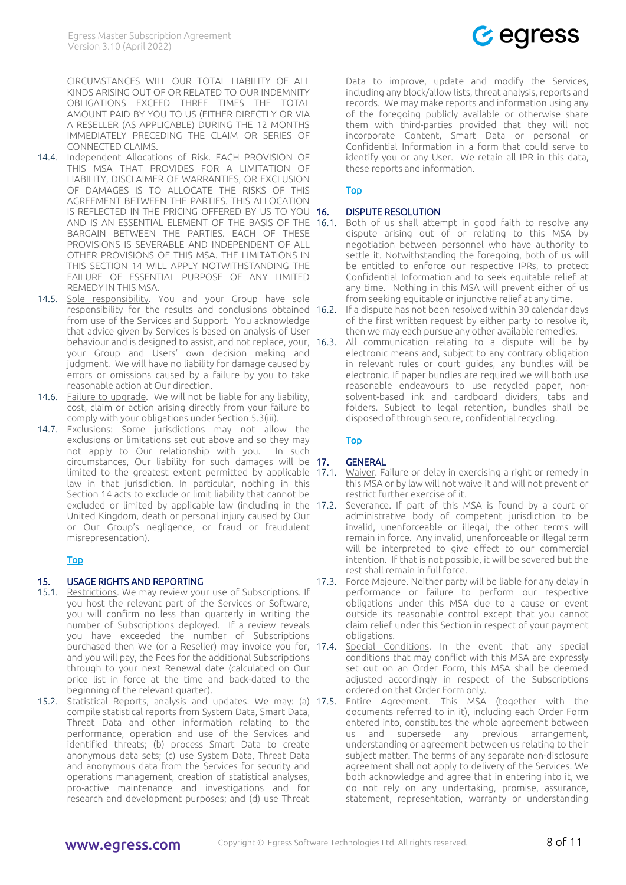CIRCUMSTANCES WILL OUR TOTAL LIABILITY OF ALL KINDS ARISING OUT OF OR RELATED TO OUR INDEMNITY OBLIGATIONS EXCEED THREE TIMES THE TOTAL AMOUNT PAID BY YOU TO US (EITHER DIRECTLY OR VIA A RESELLER (AS APPLICABLE) DURING THE 12 MONTHS IMMEDIATELY PRECEDING THE CLAIM OR SERIES OF CONNECTED CLAIMS.

14.4. Independent Allocations of Risk. EACH PROVISION OF THIS MSA THAT PROVIDES FOR A LIMITATION OF LIABILITY, DISCLAIMER OF WARRANTIES, OR EXCLUSION OF DAMAGES IS TO ALLOCATE THE RISKS OF THIS AGREEMENT BETWEEN THE PARTIES. THIS ALLOCATION IS REFLECTED IN THE PRICING OFFERED BY US TO YOU AND IS AN ESSENTIAL ELEMENT OF THE BASIS OF THE BARGAIN BETWEEN THE PARTIES. EACH OF THESE PROVISIONS IS SEVERABLE AND INDEPENDENT OF ALL OTHER PROVISIONS OF THIS MSA. THE LIMITATIONS IN THIS SECTION 14 WILL APPLY NOTWITHSTANDING THE FAILURE OF ESSENTIAL PURPOSE OF ANY LIMITED REMEDY IN THIS MSA.

14.5. Sole responsibility. You and your Group have sole responsibility for the results and conclusions obtained from use of the Services and Support. You acknowledge that advice given by Services is based on analysis of User behaviour and is designed to assist, and not replace, your, your Group and Users' own decision making and judgment. We will have no liability for damage caused by errors or omissions caused by a failure by you to take reasonable action at Our direction.

14.6. Failure to upgrade. We will not be liable for any liability, cost, claim or action arising directly from your failure to comply with your obligations under Section 5.3(iii).

14.7. Exclusions: Some jurisdictions may not allow the exclusions or limitations set out above and so they may not apply to Our relationship with you. In such circumstances, Our liability for such damages will be limited to the greatest extent permitted by applicable law in that jurisdiction. In particular, nothing in this Section 14 acts to exclude or limit liability that cannot be excluded or limited by applicable law (including in the United Kingdom, death or personal injury caused by Our or Our Group's negligence, or fraud or fraudulent misrepresentation).

Top

## 15. USAGE RIGHTS AND REPORTING

15.1. Restrictions. We may review your use of Subscriptions. If you host the relevant part of the Services or Software, you will confirm no less than quarterly in writing the number of Subscriptions deployed. If a review reveals you have exceeded the number of Subscriptions purchased then We (or a Reseller) may invoice you for, and you will pay, the Fees for the additional Subscriptions through to your next Renewal date (calculated on Our price list in force at the time and back-dated to the beginning of the relevant quarter).

15.2. Statistical Reports, analysis and updates. We may: (a) compile statistical reports from System Data, Smart Data, Threat Data and other information relating to the performance, operation and use of the Services and identified threats; (b) process Smart Data to create anonymous data sets; (c) use System Data, Threat Data and anonymous data from the Services for security and operations management, creation of statistical analyses, pro-active maintenance and investigations and for research and development purposes; and (d) use Threat Data to improve, update and modify the Services, including any block/allow lists, threat analysis, reports and records. We may make reports and information using any of the foregoing publicly available or otherwise share them with third-parties provided that they will not incorporate Content, Smart Data or personal or Confidential Information in a form that could serve to identify you or any User. We retain all IPR in this data, these reports and information.

Top

## 16. DISPUTE RESOLUTION

16.1. Both of us shall attempt in good faith to resolve any dispute arising out of or relating to this MSA by negotiation between personnel who have authority to settle it. Notwithstanding the foregoing, both of us will be entitled to enforce our respective IPRs, to protect Confidential Information and to seek equitable relief at any time. Nothing in this MSA will prevent either of us from seeking equitable or injunctive relief at any time.

16.2. If a dispute has not been resolved within 30 calendar days of the first written request by either party to resolve it, then we may each pursue any other available remedies.

16.3. All communication relating to a dispute will be by electronic means and, subject to any contrary obligation in relevant rules or court guides, any bundles will be electronic. If paper bundles are required we will both use reasonable endeavours to use recycled paper, non-solvent-based ink and cardboard dividers, tabs and folders. Subject to legal retention, bundles shall be disposed of through secure, confidential recycling.

Top

## 17. GENERAL

17.1. Waiver. Failure or delay in exercising a right or remedy in this MSA or by law will not waive it and will not prevent or restrict further exercise of it.

17.2. Severance. If part of this MSA is found by a court or administrative body of competent jurisdiction to be invalid, unenforceable or illegal, the other terms will remain in force. Any invalid, unenforceable or illegal term will be interpreted to give effect to our commercial intention. If that is not possible, it will be severed but the rest shall remain in full force.

17.3. Force Majeure. Neither party will be liable for any delay in performance or failure to perform our respective obligations under this MSA due to a cause or event outside its reasonable control except that you cannot claim relief under this Section in respect of your payment obligations.

17.4. Special Conditions. In the event that any special conditions that may conflict with this MSA are expressly set out on an Order Form, this MSA shall be deemed adjusted accordingly in respect of the Subscriptions ordered on that Order Form only.

17.5. Entire Agreement. This MSA (together with the documents referred to in it), including each Order Form entered into, constitutes the whole agreement between us and supersede any previous arrangement, understanding or agreement between us relating to their subject matter. The terms of any separate non-disclosure agreement shall not apply to delivery of the Services. We both acknowledge and agree that in entering into it, we do not rely on any undertaking, promise, assurance, statement, representation, warranty or understanding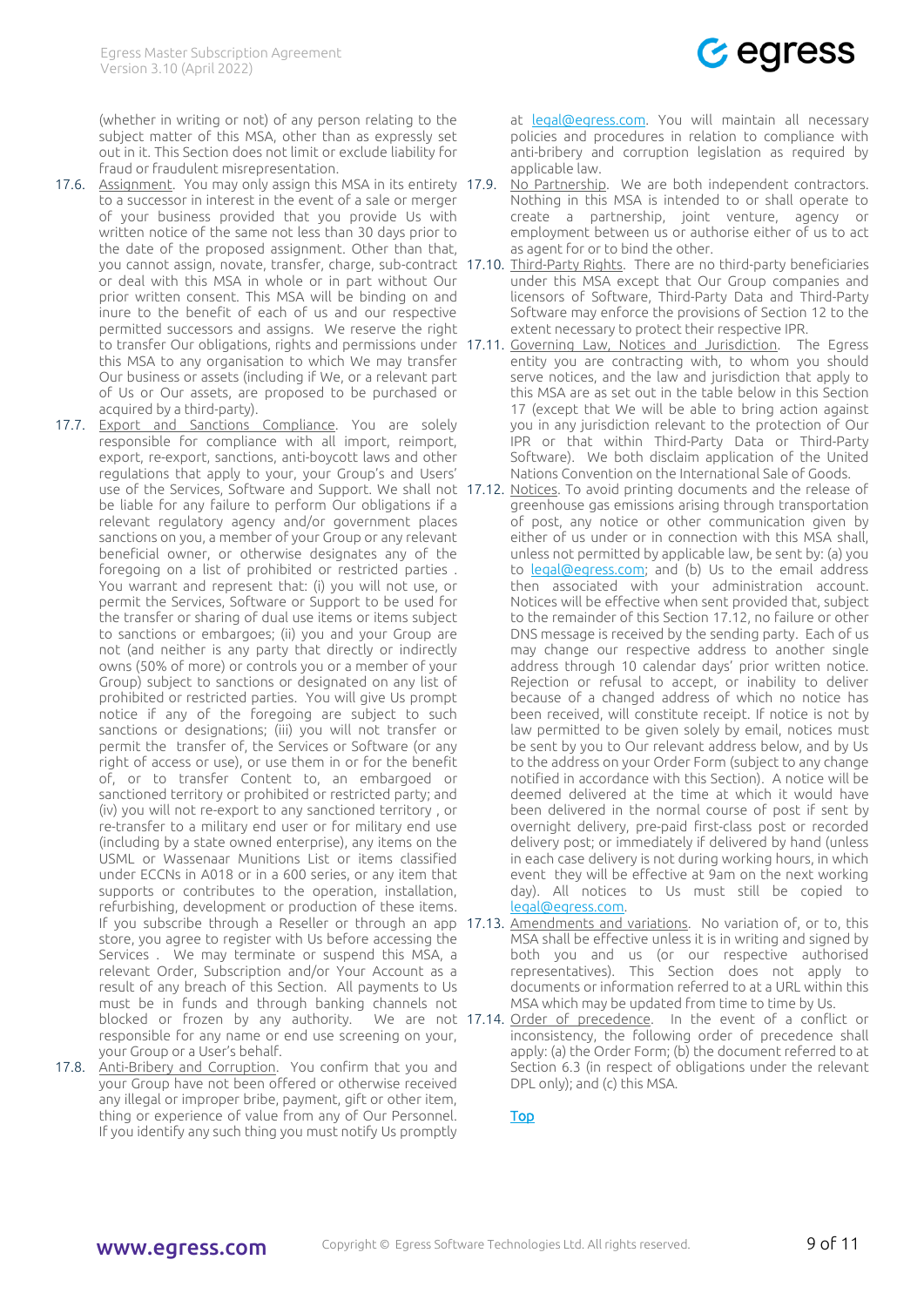(whether in writing or not) of any person relating to the subject matter of this MSA, other than as expressly set out in it. This Section does not limit or exclude liability for fraud or fraudulent misrepresentation.

17.6. Assignment. You may only assign this MSA in its entirety to a successor in interest in the event of a sale or merger of your business provided that you provide Us with written notice of the same not less than 30 days prior to the date of the proposed assignment. Other than that, you cannot assign, novate, transfer, charge, sub-contract or deal with this MSA in whole or in part without Our prior written consent. This MSA will be binding on and inure to the benefit of each of us and our respective permitted successors and assigns. We reserve the right to transfer Our obligations, rights and permissions under this MSA to any organisation to which We may transfer Our business or assets (including if We, or a relevant part of Us or Our assets, are proposed to be purchased or acquired by a third-party).

17.7. Export and Sanctions Compliance. You are solely responsible for compliance with all import, reimport, export, re-export, sanctions, anti-boycott laws and other regulations that apply to your, your Group's and Users' use of the Services, Software and Support. We shall not be liable for any failure to perform Our obligations if a relevant regulatory agency and/or government places sanctions on you, a member of your Group or any relevant beneficial owner, or otherwise designates any of the foregoing on a list of prohibited or restricted parties . You warrant and represent that: (i) you will not use, or permit the Services, Software or Support to be used for the transfer or sharing of dual use items or items subject to sanctions or embargoes; (ii) you and your Group are not (and neither is any party that directly or indirectly owns (50% of more) or controls you or a member of your Group) subject to sanctions or designated on any list of prohibited or restricted parties. You will give Us prompt notice if any of the foregoing are subject to such sanctions or designations; (iii) you will not transfer or permit the transfer of, the Services or Software (or any right of access or use), or use them in or for the benefit of, or to transfer Content to, an embargoed or sanctioned territory or prohibited or restricted party; and (iv) you will not re-export to any sanctioned territory , or re-transfer to a military end user or for military end use (including by a state owned enterprise), any items on the USML or Wassenaar Munitions List or items classified under ECCNs in A018 or in a 600 series, or any item that supports or contributes to the operation, installation, refurbishing, development or production of these items. If you subscribe through a Reseller or through an app store, you agree to register with Us before accessing the Services . We may terminate or suspend this MSA, a relevant Order, Subscription and/or Your Account as a result of any breach of this Section. All payments to Us must be in funds and through banking channels not blocked or frozen by any authority. We are not responsible for any name or end use screening on your, your Group or a User's behalf.

17.8. Anti-Bribery and Corruption. You confirm that you and your Group have not been offered or otherwise received any illegal or improper bribe, payment, gift or other item, thing or experience of value from any of Our Personnel. If you identify any such thing you must notify Us promptly at legal@egress.com. You will maintain all necessary policies and procedures in relation to compliance with anti-bribery and corruption legislation as required by applicable law.

17.9. No Partnership. We are both independent contractors. Nothing in this MSA is intended to or shall operate to create a partnership, joint venture, agency or employment between us or authorise either of us to act as agent for or to bind the other.

17.10. Third-Party Rights. There are no third-party beneficiaries under this MSA except that Our Group companies and licensors of Software, Third-Party Data and Third-Party Software may enforce the provisions of Section 12 to the extent necessary to protect their respective IPR.

17.11. Governing Law, Notices and Jurisdiction. The Egress entity you are contracting with, to whom you should serve notices, and the law and jurisdiction that apply to this MSA are as set out in the table below in this Section 17 (except that We will be able to bring action against you in any jurisdiction relevant to the protection of Our IPR or that within Third-Party Data or Third-Party Software). We both disclaim application of the United Nations Convention on the International Sale of Goods.

17.12. Notices. To avoid printing documents and the release of greenhouse gas emissions arising through transportation of post, any notice or other communication given by either of us under or in connection with this MSA shall, unless not permitted by applicable law, be sent by: (a) you to legal@egress.com; and (b) Us to the email address then associated with your administration account. Notices will be effective when sent provided that, subject to the remainder of this Section 17.12, no failure or other DNS message is received by the sending party. Each of us may change our respective address to another single address through 10 calendar days' prior written notice. Rejection or refusal to accept, or inability to deliver because of a changed address of which no notice has been received, will constitute receipt. If notice is not by law permitted to be given solely by email, notices must be sent by you to Our relevant address below, and by Us to the address on your Order Form (subject to any change notified in accordance with this Section). A notice will be deemed delivered at the time at which it would have been delivered in the normal course of post if sent by overnight delivery, pre-paid first-class post or recorded delivery post; or immediately if delivered by hand (unless in each case delivery is not during working hours, in which event they will be effective at 9am on the next working day). All notices to Us must still be copied to legal@egress.com.

17.13. Amendments and variations. No variation of, or to, this MSA shall be effective unless it is in writing and signed by both you and us (or our respective authorised representatives). This Section does not apply to documents or information referred to at a URL within this MSA which may be updated from time to time by Us.

17.14. Order of precedence. In the event of a conflict or inconsistency, the following order of precedence shall apply: (a) the Order Form; (b) the document referred to at Section 6.3 (in respect of obligations under the relevant DPL only); and (c) this MSA.

Top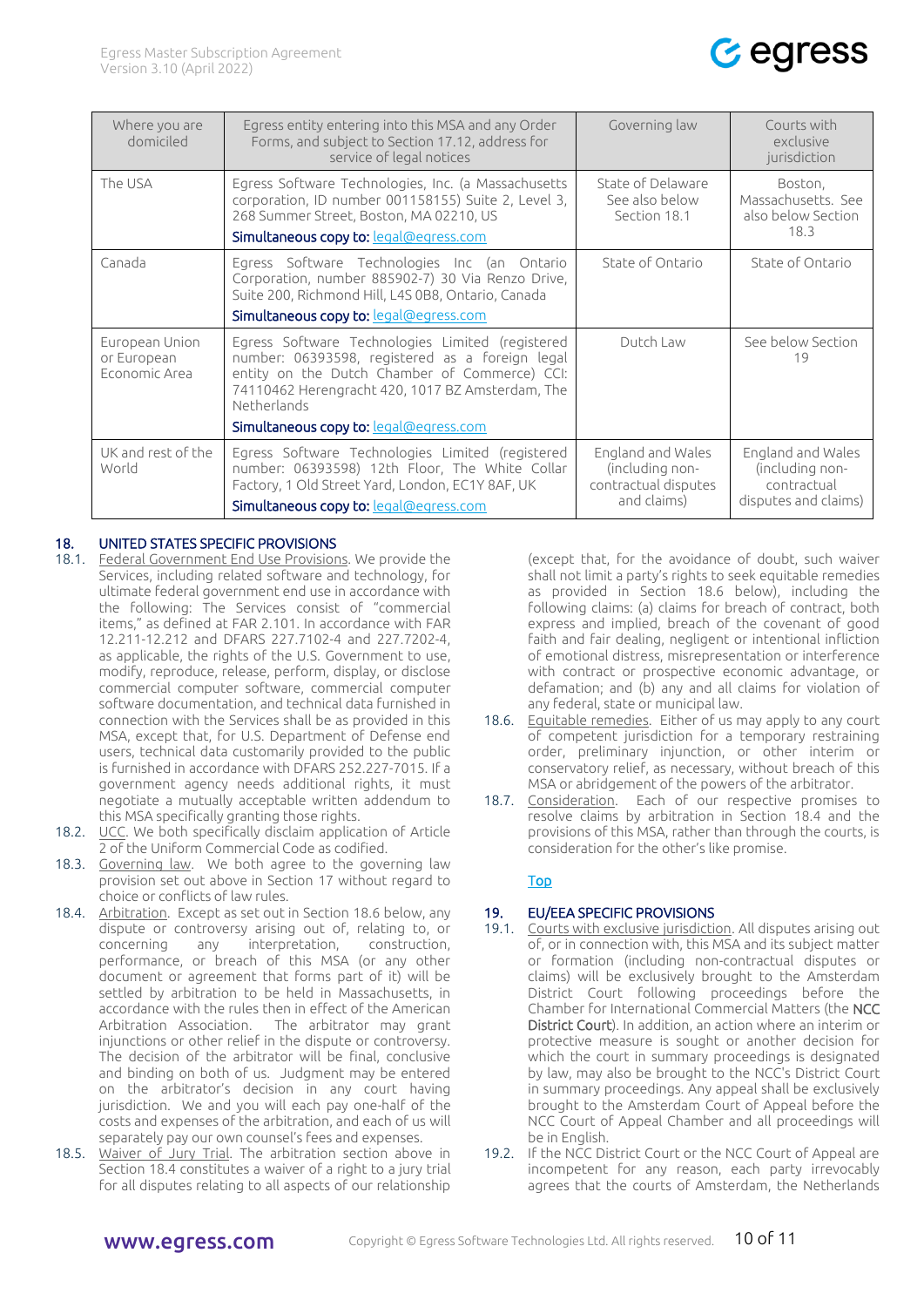| Where you are domiciled | Egress entity entering into this MSA and any Order Forms, and subject to Section 17.12, address for service of legal notices | Governing law | Courts with exclusive jurisdiction |
|---|---|---|---|
| The USA | Egress Software Technologies, Inc. (a Massachusetts corporation, ID number 001158155) Suite 2, Level 3, 268 Summer Street, Boston, MA 02210, US<br>**Simultaneous copy to:** legal@egress.com | State of Delaware See also below Section 18.1 | Boston, Massachusetts. See also below Section 18.3 |
| Canada | Egress Software Technologies Inc (an Ontario Corporation, number 885902-7) 30 Via Renzo Drive, Suite 200, Richmond Hill, L4S 0B8, Ontario, Canada<br>**Simultaneous copy to:** legal@egress.com | State of Ontario | State of Ontario |
| European Union or European Economic Area | Egress Software Technologies Limited (registered number: 06393598, registered as a foreign legal entity on the Dutch Chamber of Commerce) CCI: 74110462 Herengracht 420, 1017 BZ Amsterdam, The Netherlands<br>**Simultaneous copy to:** legal@egress.com | Dutch Law | See below Section 19 |
| UK and rest of the World | Egress Software Technologies Limited (registered number: 06393598) 12th Floor, The White Collar Factory, 1 Old Street Yard, London, EC1Y 8AF, UK<br>**Simultaneous copy to:** legal@egress.com | England and Wales (including non-contractual disputes and claims) | England and Wales (including non-contractual disputes and claims) |

## 18. UNITED STATES SPECIFIC PROVISIONS

18.1. Federal Government End Use Provisions. We provide the Services, including related software and technology, for ultimate federal government end use in accordance with the following: The Services consist of "commercial items," as defined at FAR 2.101. In accordance with FAR 12.211-12.212 and DFARS 227.7102-4 and 227.7202-4, as applicable, the rights of the U.S. Government to use, modify, reproduce, release, perform, display, or disclose commercial computer software, commercial computer software documentation, and technical data furnished in connection with the Services shall be as provided in this MSA, except that, for U.S. Department of Defense end users, technical data customarily provided to the public is furnished in accordance with DFARS 252.227-7015. If a government agency needs additional rights, it must negotiate a mutually acceptable written addendum to this MSA specifically granting those rights.

18.2. UCC. We both specifically disclaim application of Article 2 of the Uniform Commercial Code as codified.

18.3. Governing law. We both agree to the governing law provision set out above in Section 17 without regard to choice or conflicts of law rules.

18.4. Arbitration. Except as set out in Section 18.6 below, any dispute or controversy arising out of, relating to, or concerning any interpretation, construction, performance, or breach of this MSA (or any other document or agreement that forms part of it) will be settled by arbitration to be held in Massachusetts, in accordance with the rules then in effect of the American Arbitration Association. The arbitrator may grant injunctions or other relief in the dispute or controversy. The decision of the arbitrator will be final, conclusive and binding on both of us. Judgment may be entered on the arbitrator's decision in any court having jurisdiction. We and you will each pay one-half of the costs and expenses of the arbitration, and each of us will separately pay our own counsel's fees and expenses.

18.5. Waiver of Jury Trial. The arbitration section above in Section 18.4 constitutes a waiver of a right to a jury trial for all disputes relating to all aspects of our relationship (except that, for the avoidance of doubt, such waiver shall not limit a party's rights to seek equitable remedies as provided in Section 18.6 below), including the following claims: (a) claims for breach of contract, both express and implied, breach of the covenant of good faith and fair dealing, negligent or intentional infliction of emotional distress, misrepresentation or interference with contract or prospective economic advantage, or defamation; and (b) any and all claims for violation of any federal, state or municipal law.

18.6. Equitable remedies. Either of us may apply to any court of competent jurisdiction for a temporary restraining order, preliminary injunction, or other interim or conservatory relief, as necessary, without breach of this MSA or abridgement of the powers of the arbitrator.

18.7. Consideration. Each of our respective promises to resolve claims by arbitration in Section 18.4 and the provisions of this MSA, rather than through the courts, is consideration for the other's like promise.

Top

## 19. EU/EEA SPECIFIC PROVISIONS

19.1. Courts with exclusive jurisdiction. All disputes arising out of, or in connection with, this MSA and its subject matter or formation (including non-contractual disputes or claims) will be exclusively brought to the Amsterdam District Court following proceedings before the Chamber for International Commercial Matters (the **NCC District Court**). In addition, an action where an interim or protective measure is sought or another decision for which the court in summary proceedings is designated by law, may also be brought to the NCC's District Court in summary proceedings. Any appeal shall be exclusively brought to the Amsterdam Court of Appeal before the NCC Court of Appeal Chamber and all proceedings will be in English.

19.2. If the NCC District Court or the NCC Court of Appeal are incompetent for any reason, each party irrevocably agrees that the courts of Amsterdam, the Netherlands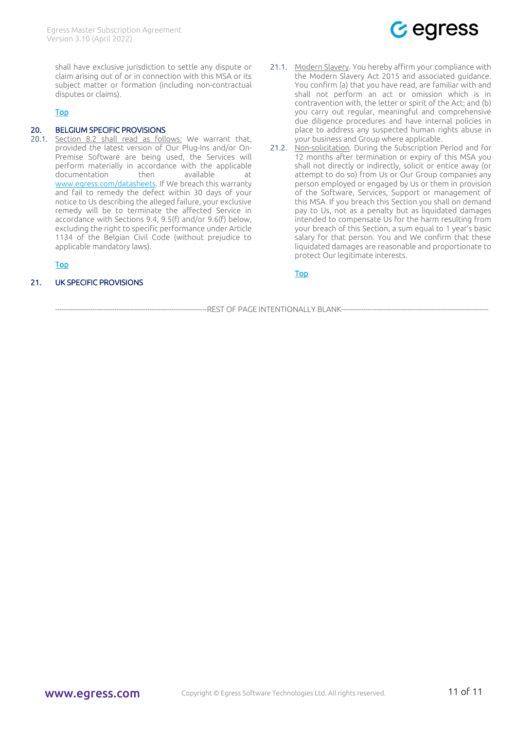shall have exclusive jurisdiction to settle any dispute or claim arising out of or in connection with this MSA or its subject matter or formation (including non-contractual disputes or claims).

[Top]

## 20. BELGIUM SPECIFIC PROVISIONS

20.1. Section 8.2 shall read as follows: We warrant that, provided the latest version of Our Plug-Ins and/or On-Premise Software are being used, the Services will perform materially in accordance with the applicable documentation then available at www.egress.com/datasheets. If We breach this warranty and fail to remedy the defect within 30 days of your notice to Us describing the alleged failure, your exclusive remedy will be to terminate the affected Service in accordance with Sections 9.4, 9.5(f) and/or 9.6(f) below, excluding the right to specific performance under Article 1134 of the Belgian Civil Code (without prejudice to applicable mandatory laws).

[Top]

## 21. UK SPECIFIC PROVISIONS

21.1. Modern Slavery. You hereby affirm your compliance with the Modern Slavery Act 2015 and associated guidance. You confirm (a) that you have read, are familiar with and shall not perform an act or omission which is in contravention with, the letter or spirit of the Act; and (b) you carry out regular, meaningful and comprehensive due diligence procedures and have internal policies in place to address any suspected human rights abuse in your business and Group where applicable.

21.2. Non-solicitation. During the Subscription Period and for 12 months after termination or expiry of this MSA you shall not directly or indirectly, solicit or entice away (or attempt to do so) from Us or Our Group companies any person employed or engaged by Us or them in provision of the Software, Services, Support or management of this MSA. If you breach this Section you shall on demand pay to Us, not as a penalty but as liquidated damages intended to compensate Us for the harm resulting from your breach of this Section, a sum equal to 1 year's basic salary for that person. You and We confirm that these liquidated damages are reasonable and proportionate to protect Our legitimate interests.

[Top]

----------------------------------------------------------------------REST OF PAGE INTENTIONALLY BLANK----------------------------------------------------------------------